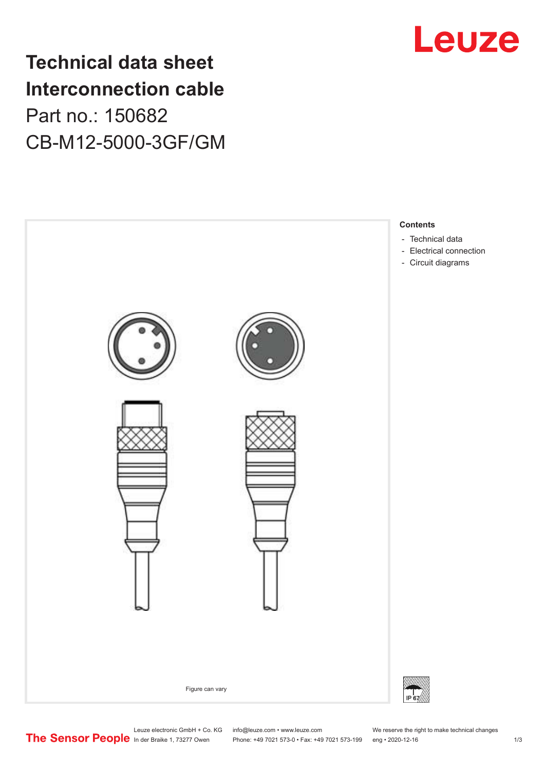# Technical data sheet Interconnection cable

Part no.: 150682

CB-M12-5000-3GF/GM

Figure can vary

**Contents**

- Technical data
- Electrical connection
- Circuit diagrams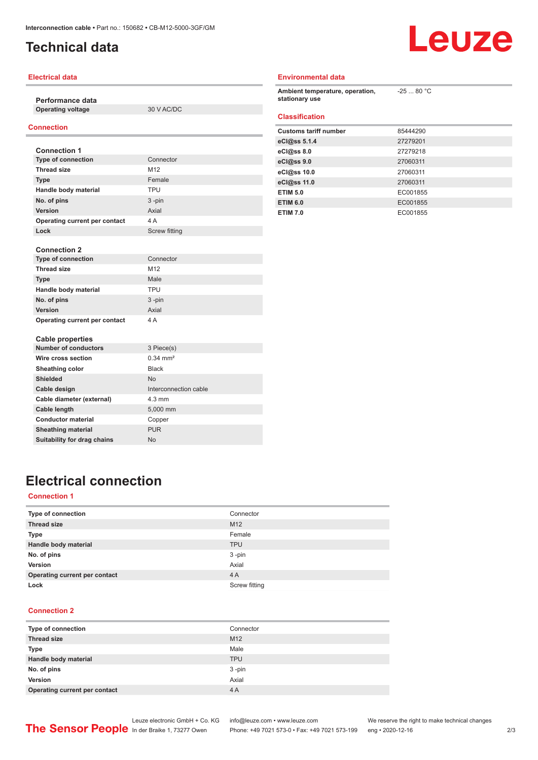# Technical data

## Electrical data

| Performance data | |
|---|---|
| **Operating voltage** | 30 V AC/DC |

## Connection

| Connection 1 | |
|---|---|
| **Type of connection** | Connector |
| **Thread size** | M12 |
| **Type** | Female |
| **Handle body material** | TPU |
| **No. of pins** | 3 -pin |
| **Version** | Axial |
| **Operating current per contact** | 4 A |
| **Lock** | Screw fitting |

| Connection 2 | |
|---|---|
| **Type of connection** | Connector |
| **Thread size** | M12 |
| **Type** | Male |
| **Handle body material** | TPU |
| **No. of pins** | 3 -pin |
| **Version** | Axial |
| **Operating current per contact** | 4 A |

| Cable properties | |
|---|---|
| **Number of conductors** | 3 Piece(s) |
| **Wire cross section** | 0.34 mm² |
| **Sheathing color** | Black |
| **Shielded** | No |
| **Cable design** | Interconnection cable |
| **Cable diameter (external)** | 4.3 mm |
| **Cable length** | 5,000 mm |
| **Conductor material** | Copper |
| **Sheathing material** | PUR |
| **Suitability for drag chains** | No |

## Environmental data

| | |
|---|---|
| **Ambient temperature, operation, stationary use** | -25 ... 80 °C |

## Classification

| | |
|---|---|
| **Customs tariff number** | 85444290 |
| **eCl@ss 5.1.4** | 27279201 |
| **eCl@ss 8.0** | 27279218 |
| **eCl@ss 9.0** | 27060311 |
| **eCl@ss 10.0** | 27060311 |
| **eCl@ss 11.0** | 27060311 |
| **ETIM 5.0** | EC001855 |
| **ETIM 6.0** | EC001855 |
| **ETIM 7.0** | EC001855 |

# Electrical connection

## Connection 1

| | |
|---|---|
| **Type of connection** | Connector |
| **Thread size** | M12 |
| **Type** | Female |
| **Handle body material** | TPU |
| **No. of pins** | 3 -pin |
| **Version** | Axial |
| **Operating current per contact** | 4 A |
| **Lock** | Screw fitting |

## Connection 2

| | |
|---|---|
| **Type of connection** | Connector |
| **Thread size** | M12 |
| **Type** | Male |
| **Handle body material** | TPU |
| **No. of pins** | 3 -pin |
| **Version** | Axial |
| **Operating current per contact** | 4 A |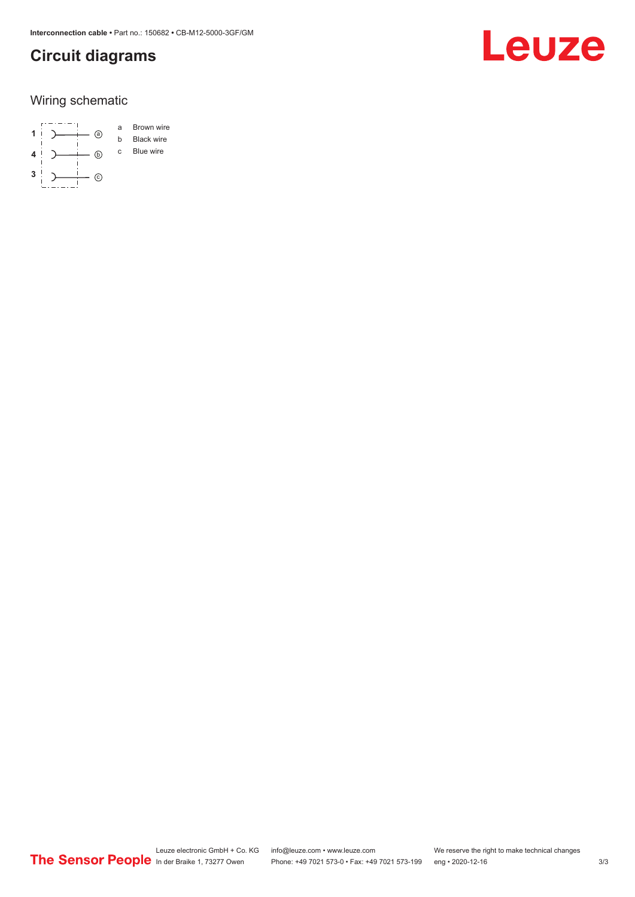## Circuit diagrams

### Wiring schematic

1
4
3

a Brown wire
b Black wire
c Blue wire